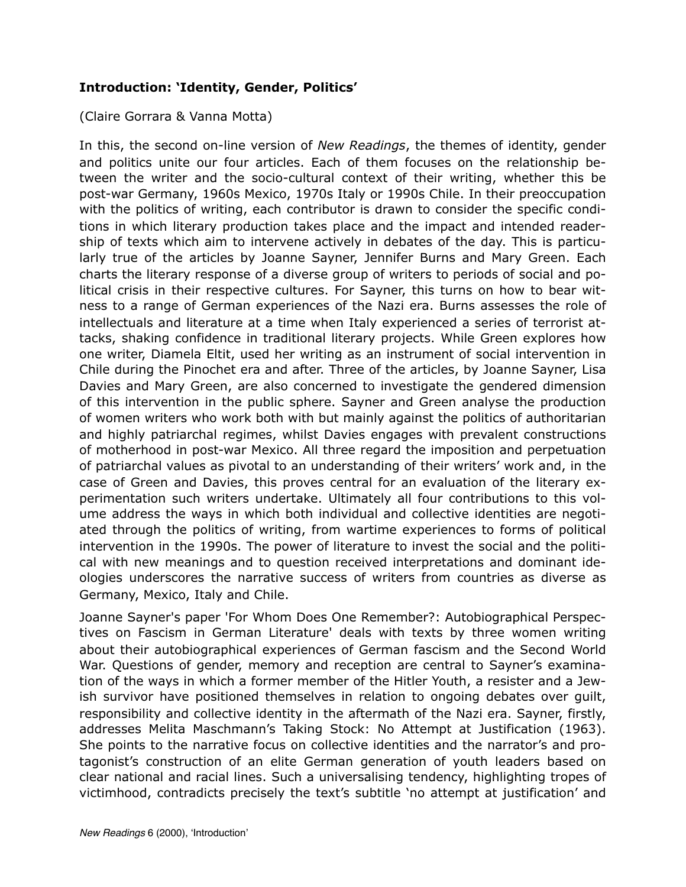## Introduction: 'Identity, Gender, Politics'

(Claire Gorrara & Vanna Motta)

In this, the second on-line version of *New Readings*, the themes of identity, gender and politics unite our four articles. Each of them focuses on the relationship between the writer and the socio-cultural context of their writing, whether this be post-war Germany, 1960s Mexico, 1970s Italy or 1990s Chile. In their preoccupation with the politics of writing, each contributor is drawn to consider the specific conditions in which literary production takes place and the impact and intended readership of texts which aim to intervene actively in debates of the day. This is particularly true of the articles by Joanne Sayner, Jennifer Burns and Mary Green. Each charts the literary response of a diverse group of writers to periods of social and political crisis in their respective cultures. For Sayner, this turns on how to bear witness to a range of German experiences of the Nazi era. Burns assesses the role of intellectuals and literature at a time when Italy experienced a series of terrorist attacks, shaking confidence in traditional literary projects. While Green explores how one writer, Diamela Eltit, used her writing as an instrument of social intervention in Chile during the Pinochet era and after. Three of the articles, by Joanne Sayner, Lisa Davies and Mary Green, are also concerned to investigate the gendered dimension of this intervention in the public sphere. Sayner and Green analyse the production of women writers who work both with but mainly against the politics of authoritarian and highly patriarchal regimes, whilst Davies engages with prevalent constructions of motherhood in post-war Mexico. All three regard the imposition and perpetuation of patriarchal values as pivotal to an understanding of their writers' work and, in the case of Green and Davies, this proves central for an evaluation of the literary experimentation such writers undertake. Ultimately all four contributions to this volume address the ways in which both individual and collective identities are negotiated through the politics of writing, from wartime experiences to forms of political intervention in the 1990s. The power of literature to invest the social and the political with new meanings and to question received interpretations and dominant ideologies underscores the narrative success of writers from countries as diverse as Germany, Mexico, Italy and Chile.

Joanne Sayner's paper 'For Whom Does One Remember?: Autobiographical Perspectives on Fascism in German Literature' deals with texts by three women writing about their autobiographical experiences of German fascism and the Second World War. Questions of gender, memory and reception are central to Sayner's examination of the ways in which a former member of the Hitler Youth, a resister and a Jewish survivor have positioned themselves in relation to ongoing debates over guilt, responsibility and collective identity in the aftermath of the Nazi era. Sayner, firstly, addresses Melita Maschmann's Taking Stock: No Attempt at Justification (1963). She points to the narrative focus on collective identities and the narrator's and protagonist's construction of an elite German generation of youth leaders based on clear national and racial lines. Such a universalising tendency, highlighting tropes of victimhood, contradicts precisely the text's subtitle 'no attempt at justification' and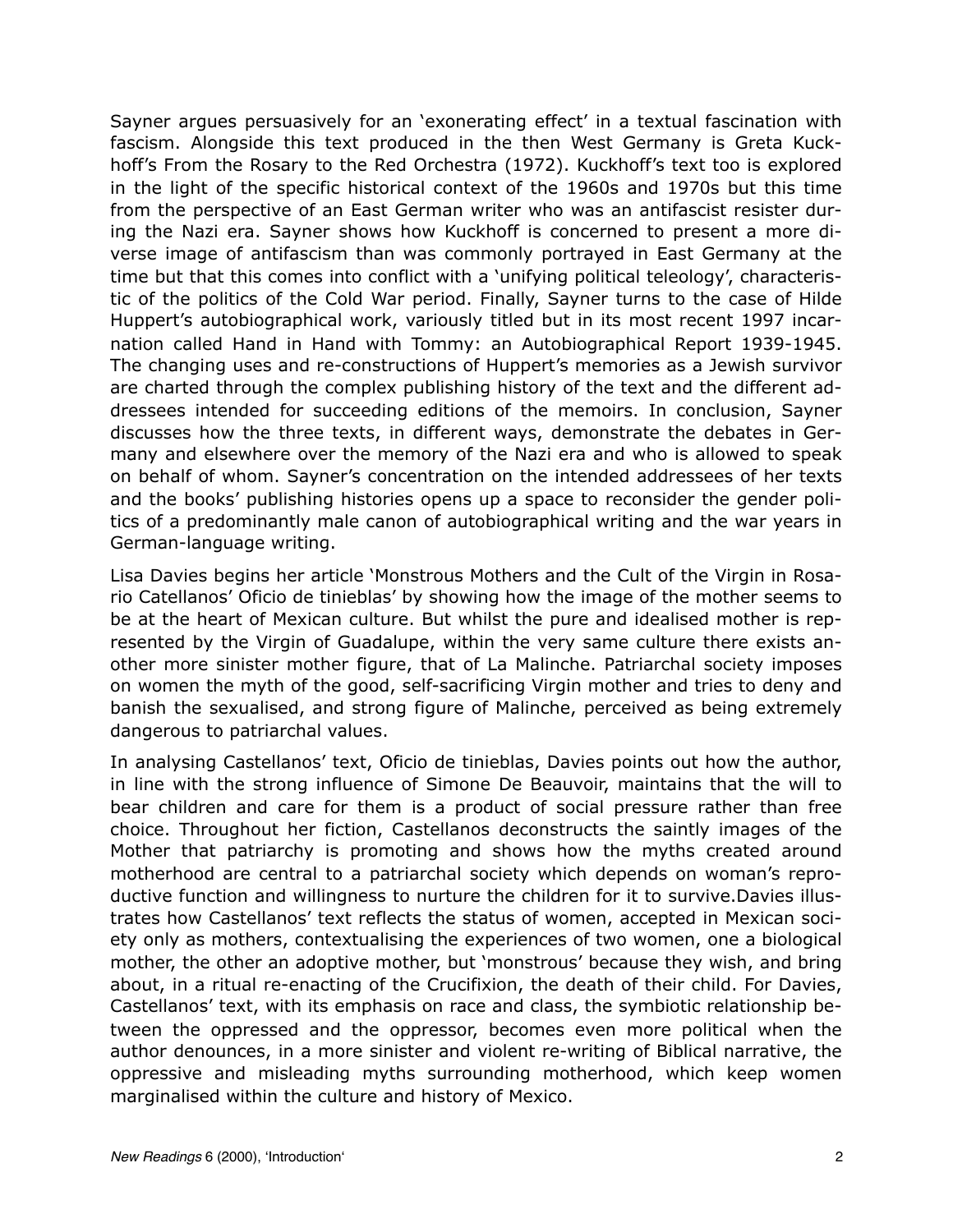Sayner argues persuasively for an 'exonerating effect' in a textual fascination with fascism. Alongside this text produced in the then West Germany is Greta Kuckhoff's From the Rosary to the Red Orchestra (1972). Kuckhoff's text too is explored in the light of the specific historical context of the 1960s and 1970s but this time from the perspective of an East German writer who was an antifascist resister during the Nazi era. Sayner shows how Kuckhoff is concerned to present a more diverse image of antifascism than was commonly portrayed in East Germany at the time but that this comes into conflict with a 'unifying political teleology', characteristic of the politics of the Cold War period. Finally, Sayner turns to the case of Hilde Huppert's autobiographical work, variously titled but in its most recent 1997 incarnation called Hand in Hand with Tommy: an Autobiographical Report 1939-1945. The changing uses and re-constructions of Huppert's memories as a Jewish survivor are charted through the complex publishing history of the text and the different addressees intended for succeeding editions of the memoirs. In conclusion, Sayner discusses how the three texts, in different ways, demonstrate the debates in Germany and elsewhere over the memory of the Nazi era and who is allowed to speak on behalf of whom. Sayner's concentration on the intended addressees of her texts and the books' publishing histories opens up a space to reconsider the gender politics of a predominantly male canon of autobiographical writing and the war years in German-language writing.

Lisa Davies begins her article 'Monstrous Mothers and the Cult of the Virgin in Rosario Catellanos' Oficio de tinieblas' by showing how the image of the mother seems to be at the heart of Mexican culture. But whilst the pure and idealised mother is represented by the Virgin of Guadalupe, within the very same culture there exists another more sinister mother figure, that of La Malinche. Patriarchal society imposes on women the myth of the good, self-sacrificing Virgin mother and tries to deny and banish the sexualised, and strong figure of Malinche, perceived as being extremely dangerous to patriarchal values.

In analysing Castellanos' text, Oficio de tinieblas, Davies points out how the author, in line with the strong influence of Simone De Beauvoir, maintains that the will to bear children and care for them is a product of social pressure rather than free choice. Throughout her fiction, Castellanos deconstructs the saintly images of the Mother that patriarchy is promoting and shows how the myths created around motherhood are central to a patriarchal society which depends on woman's reproductive function and willingness to nurture the children for it to survive.Davies illustrates how Castellanos' text reflects the status of women, accepted in Mexican society only as mothers, contextualising the experiences of two women, one a biological mother, the other an adoptive mother, but 'monstrous' because they wish, and bring about, in a ritual re-enacting of the Crucifixion, the death of their child. For Davies, Castellanos' text, with its emphasis on race and class, the symbiotic relationship between the oppressed and the oppressor, becomes even more political when the author denounces, in a more sinister and violent re-writing of Biblical narrative, the oppressive and misleading myths surrounding motherhood, which keep women marginalised within the culture and history of Mexico.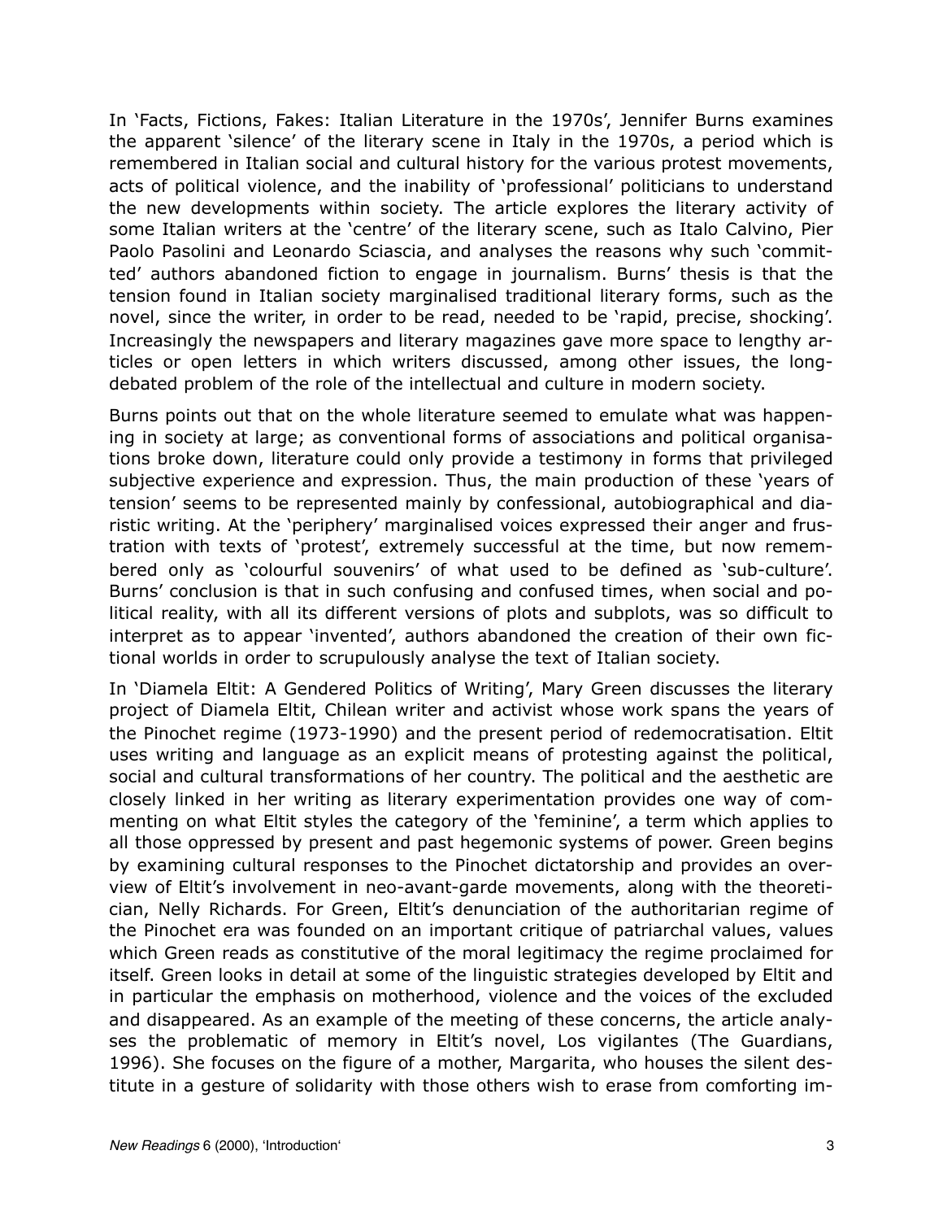In 'Facts, Fictions, Fakes: Italian Literature in the 1970s', Jennifer Burns examines the apparent 'silence' of the literary scene in Italy in the 1970s, a period which is remembered in Italian social and cultural history for the various protest movements, acts of political violence, and the inability of 'professional' politicians to understand the new developments within society. The article explores the literary activity of some Italian writers at the 'centre' of the literary scene, such as Italo Calvino, Pier Paolo Pasolini and Leonardo Sciascia, and analyses the reasons why such 'committed' authors abandoned fiction to engage in journalism. Burns' thesis is that the tension found in Italian society marginalised traditional literary forms, such as the novel, since the writer, in order to be read, needed to be 'rapid, precise, shocking'. Increasingly the newspapers and literary magazines gave more space to lengthy articles or open letters in which writers discussed, among other issues, the long-debated problem of the role of the intellectual and culture in modern society.

Burns points out that on the whole literature seemed to emulate what was happening in society at large; as conventional forms of associations and political organisations broke down, literature could only provide a testimony in forms that privileged subjective experience and expression. Thus, the main production of these 'years of tension' seems to be represented mainly by confessional, autobiographical and diaristic writing. At the 'periphery' marginalised voices expressed their anger and frustration with texts of 'protest', extremely successful at the time, but now remembered only as 'colourful souvenirs' of what used to be defined as 'sub-culture'. Burns' conclusion is that in such confusing and confused times, when social and political reality, with all its different versions of plots and subplots, was so difficult to interpret as to appear 'invented', authors abandoned the creation of their own fictional worlds in order to scrupulously analyse the text of Italian society.

In 'Diamela Eltit: A Gendered Politics of Writing', Mary Green discusses the literary project of Diamela Eltit, Chilean writer and activist whose work spans the years of the Pinochet regime (1973-1990) and the present period of redemocratisation. Eltit uses writing and language as an explicit means of protesting against the political, social and cultural transformations of her country. The political and the aesthetic are closely linked in her writing as literary experimentation provides one way of commenting on what Eltit styles the category of the 'feminine', a term which applies to all those oppressed by present and past hegemonic systems of power. Green begins by examining cultural responses to the Pinochet dictatorship and provides an overview of Eltit's involvement in neo-avant-garde movements, along with the theoretician, Nelly Richards. For Green, Eltit's denunciation of the authoritarian regime of the Pinochet era was founded on an important critique of patriarchal values, values which Green reads as constitutive of the moral legitimacy the regime proclaimed for itself. Green looks in detail at some of the linguistic strategies developed by Eltit and in particular the emphasis on motherhood, violence and the voices of the excluded and disappeared. As an example of the meeting of these concerns, the article analyses the problematic of memory in Eltit's novel, Los vigilantes (The Guardians, 1996). She focuses on the figure of a mother, Margarita, who houses the silent destitute in a gesture of solidarity with those others wish to erase from comforting im-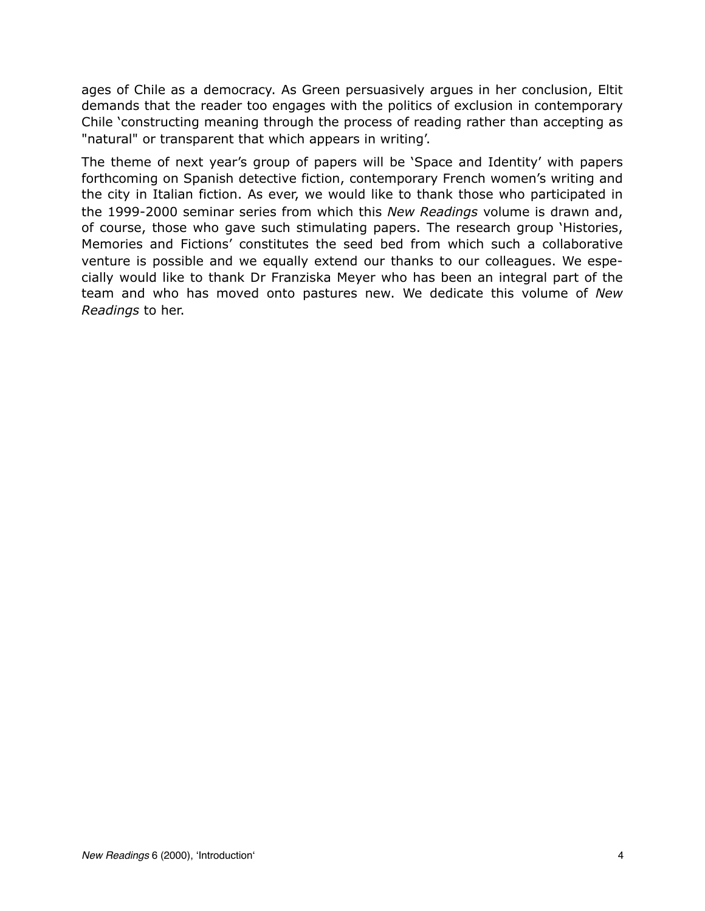ages of Chile as a democracy. As Green persuasively argues in her conclusion, Eltit demands that the reader too engages with the politics of exclusion in contemporary Chile 'constructing meaning through the process of reading rather than accepting as "natural" or transparent that which appears in writing'.

The theme of next year's group of papers will be 'Space and Identity' with papers forthcoming on Spanish detective fiction, contemporary French women's writing and the city in Italian fiction. As ever, we would like to thank those who participated in the 1999-2000 seminar series from which this *New Readings* volume is drawn and, of course, those who gave such stimulating papers. The research group 'Histories, Memories and Fictions' constitutes the seed bed from which such a collaborative venture is possible and we equally extend our thanks to our colleagues. We especially would like to thank Dr Franziska Meyer who has been an integral part of the team and who has moved onto pastures new. We dedicate this volume of *New Readings* to her.